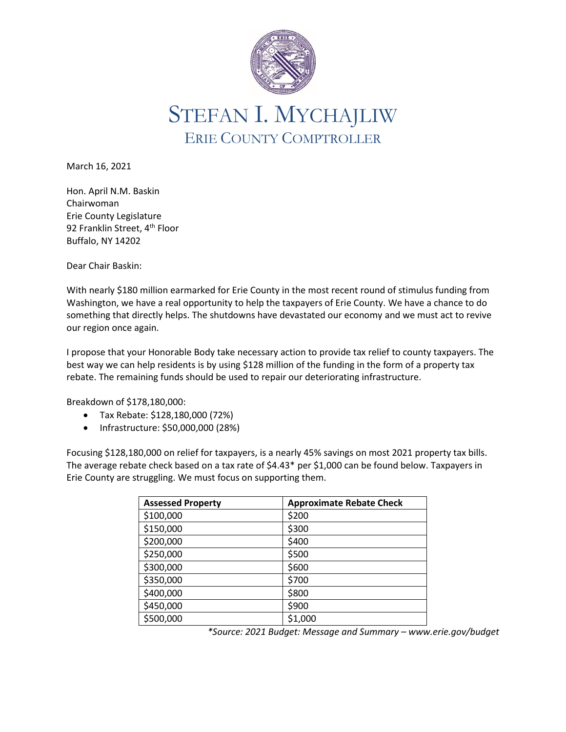# STEFAN I. MYCHAJLIW

## ERIE COUNTY COMPTROLLER

March 16, 2021

Hon. April N.M. Baskin
Chairwoman
Erie County Legislature
92 Franklin Street, 4th Floor
Buffalo, NY 14202

Dear Chair Baskin:

With nearly $180 million earmarked for Erie County in the most recent round of stimulus funding from Washington, we have a real opportunity to help the taxpayers of Erie County. We have a chance to do something that directly helps. The shutdowns have devastated our economy and we must act to revive our region once again.

I propose that your Honorable Body take necessary action to provide tax relief to county taxpayers. The best way we can help residents is by using $128 million of the funding in the form of a property tax rebate. The remaining funds should be used to repair our deteriorating infrastructure.

Breakdown of $178,180,000:

- Tax Rebate: $128,180,000 (72%)
- Infrastructure: $50,000,000 (28%)

Focusing $128,180,000 on relief for taxpayers, is a nearly 45% savings on most 2021 property tax bills. The average rebate check based on a tax rate of $4.43* per $1,000 can be found below. Taxpayers in Erie County are struggling. We must focus on supporting them.

| Assessed Property | Approximate Rebate Check |
|---|---|
| $100,000 | $200 |
| $150,000 | $300 |
| $200,000 | $400 |
| $250,000 | $500 |
| $300,000 | $600 |
| $350,000 | $700 |
| $400,000 | $800 |
| $450,000 | $900 |
| $500,000 | $1,000 |

*\*Source: 2021 Budget: Message and Summary – www.erie.gov/budget*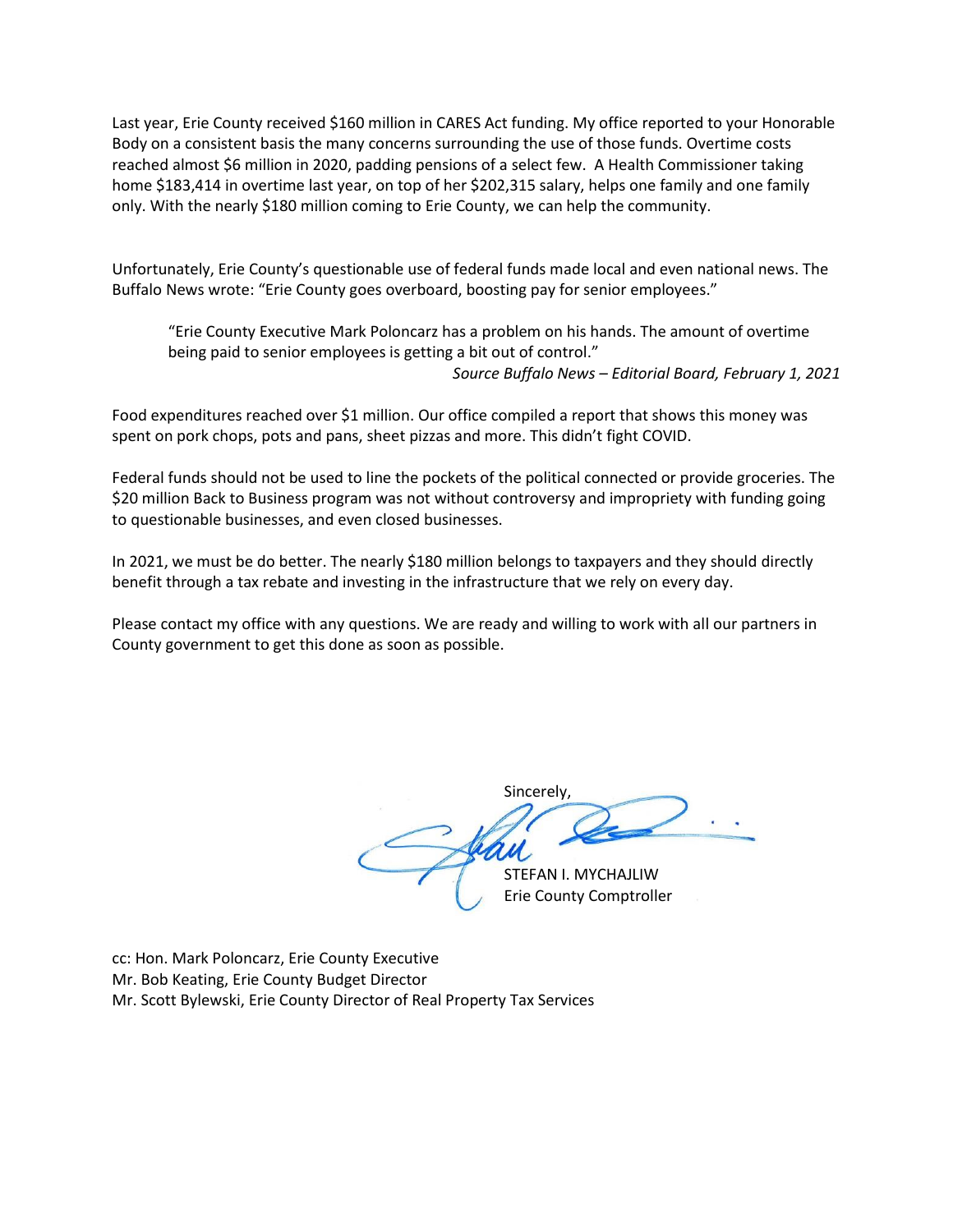Last year, Erie County received $160 million in CARES Act funding. My office reported to your Honorable Body on a consistent basis the many concerns surrounding the use of those funds. Overtime costs reached almost $6 million in 2020, padding pensions of a select few. A Health Commissioner taking home $183,414 in overtime last year, on top of her $202,315 salary, helps one family and one family only. With the nearly $180 million coming to Erie County, we can help the community.

Unfortunately, Erie County's questionable use of federal funds made local and even national news. The Buffalo News wrote: "Erie County goes overboard, boosting pay for senior employees."

> "Erie County Executive Mark Poloncarz has a problem on his hands. The amount of overtime being paid to senior employees is getting a bit out of control."
>
> *Source Buffalo News – Editorial Board, February 1, 2021*

Food expenditures reached over $1 million. Our office compiled a report that shows this money was spent on pork chops, pots and pans, sheet pizzas and more. This didn't fight COVID.

Federal funds should not be used to line the pockets of the political connected or provide groceries. The $20 million Back to Business program was not without controversy and impropriety with funding going to questionable businesses, and even closed businesses.

In 2021, we must be do better. The nearly $180 million belongs to taxpayers and they should directly benefit through a tax rebate and investing in the infrastructure that we rely on every day.

Please contact my office with any questions. We are ready and willing to work with all our partners in County government to get this done as soon as possible.

Sincerely,

STEFAN I. MYCHAJLIW
Erie County Comptroller

cc: Hon. Mark Poloncarz, Erie County Executive
Mr. Bob Keating, Erie County Budget Director
Mr. Scott Bylewski, Erie County Director of Real Property Tax Services